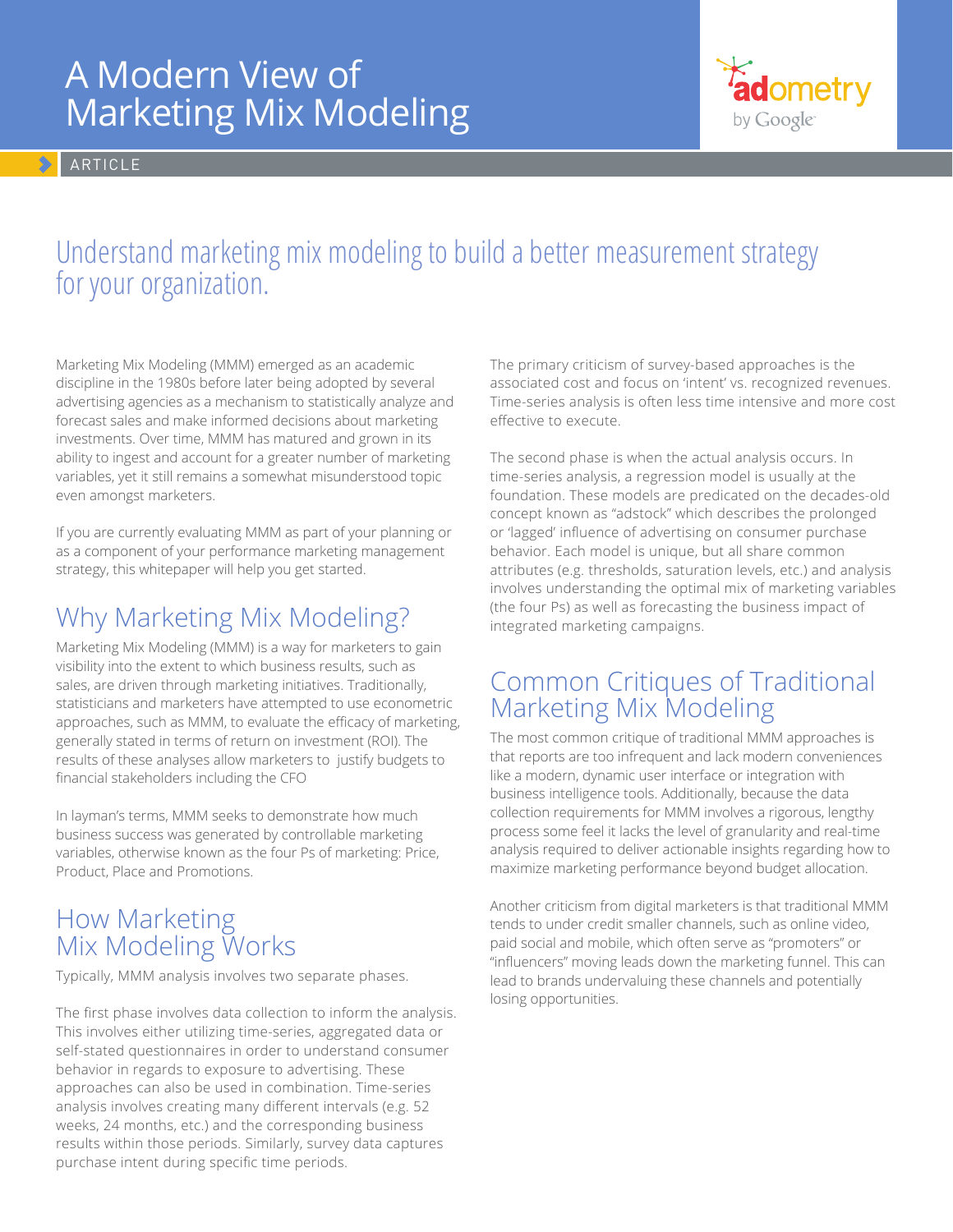# A Modern View of Marketing Mix Modeling

ARTICLE

## Understand marketing mix modeling to build a better measurement strategy for your organization.

Marketing Mix Modeling (MMM) emerged as an academic discipline in the 1980s before later being adopted by several advertising agencies as a mechanism to statistically analyze and forecast sales and make informed decisions about marketing investments. Over time, MMM has matured and grown in its ability to ingest and account for a greater number of marketing variables, yet it still remains a somewhat misunderstood topic even amongst marketers.

If you are currently evaluating MMM as part of your planning or as a component of your performance marketing management strategy, this whitepaper will help you get started.

## Why Marketing Mix Modeling?

Marketing Mix Modeling (MMM) is a way for marketers to gain visibility into the extent to which business results, such as sales, are driven through marketing initiatives. Traditionally, statisticians and marketers have attempted to use econometric approaches, such as MMM, to evaluate the efficacy of marketing, generally stated in terms of return on investment (ROI). The results of these analyses allow marketers to justify budgets to financial stakeholders including the CFO

In layman's terms, MMM seeks to demonstrate how much business success was generated by controllable marketing variables, otherwise known as the four Ps of marketing: Price, Product, Place and Promotions.

## How Marketing Mix Modeling Works

Typically, MMM analysis involves two separate phases.

The first phase involves data collection to inform the analysis. This involves either utilizing time-series, aggregated data or self-stated questionnaires in order to understand consumer behavior in regards to exposure to advertising. These approaches can also be used in combination. Time-series analysis involves creating many different intervals (e.g. 52 weeks, 24 months, etc.) and the corresponding business results within those periods. Similarly, survey data captures purchase intent during specific time periods.

The primary criticism of survey-based approaches is the associated cost and focus on 'intent' vs. recognized revenues. Time-series analysis is often less time intensive and more cost effective to execute.

The second phase is when the actual analysis occurs. In time-series analysis, a regression model is usually at the foundation. These models are predicated on the decades-old concept known as "adstock" which describes the prolonged or 'lagged' influence of advertising on consumer purchase behavior. Each model is unique, but all share common attributes (e.g. thresholds, saturation levels, etc.) and analysis involves understanding the optimal mix of marketing variables (the four Ps) as well as forecasting the business impact of integrated marketing campaigns.

## Common Critiques of Traditional Marketing Mix Modeling

The most common critique of traditional MMM approaches is that reports are too infrequent and lack modern conveniences like a modern, dynamic user interface or integration with business intelligence tools. Additionally, because the data collection requirements for MMM involves a rigorous, lengthy process some feel it lacks the level of granularity and real-time analysis required to deliver actionable insights regarding how to maximize marketing performance beyond budget allocation.

Another criticism from digital marketers is that traditional MMM tends to under credit smaller channels, such as online video, paid social and mobile, which often serve as "promoters" or "influencers" moving leads down the marketing funnel. This can lead to brands undervaluing these channels and potentially losing opportunities.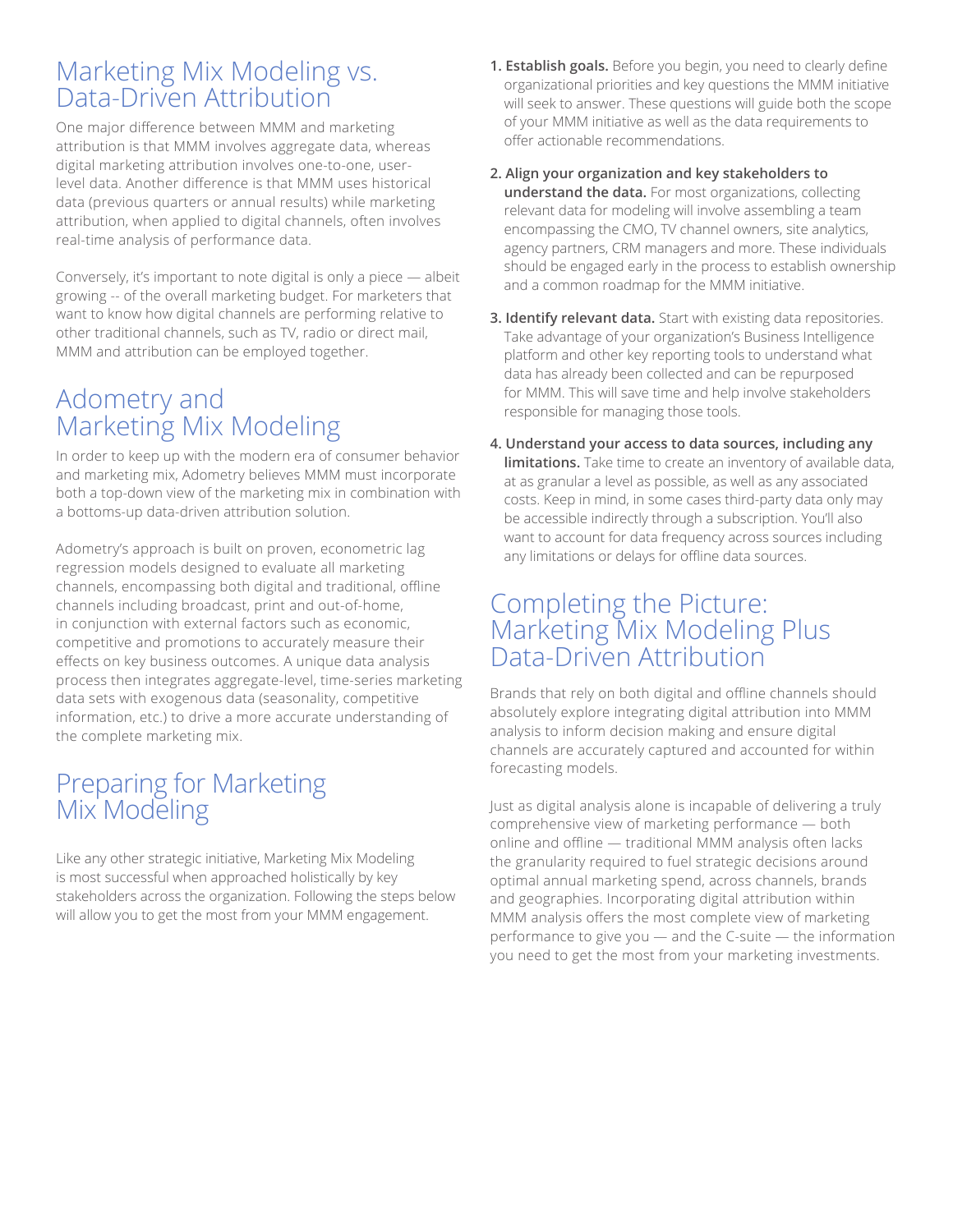## Marketing Mix Modeling vs. Data-Driven Attribution

One major difference between MMM and marketing attribution is that MMM involves aggregate data, whereas digital marketing attribution involves one-to-one, user-level data. Another difference is that MMM uses historical data (previous quarters or annual results) while marketing attribution, when applied to digital channels, often involves real-time analysis of performance data.

Conversely, it's important to note digital is only a piece — albeit growing -- of the overall marketing budget. For marketers that want to know how digital channels are performing relative to other traditional channels, such as TV, radio or direct mail, MMM and attribution can be employed together.

## Adometry and Marketing Mix Modeling

In order to keep up with the modern era of consumer behavior and marketing mix, Adometry believes MMM must incorporate both a top-down view of the marketing mix in combination with a bottoms-up data-driven attribution solution.

Adometry's approach is built on proven, econometric lag regression models designed to evaluate all marketing channels, encompassing both digital and traditional, offline channels including broadcast, print and out-of-home, in conjunction with external factors such as economic, competitive and promotions to accurately measure their effects on key business outcomes. A unique data analysis process then integrates aggregate-level, time-series marketing data sets with exogenous data (seasonality, competitive information, etc.) to drive a more accurate understanding of the complete marketing mix.

## Preparing for Marketing Mix Modeling

Like any other strategic initiative, Marketing Mix Modeling is most successful when approached holistically by key stakeholders across the organization. Following the steps below will allow you to get the most from your MMM engagement.

1. **Establish goals.** Before you begin, you need to clearly define organizational priorities and key questions the MMM initiative will seek to answer. These questions will guide both the scope of your MMM initiative as well as the data requirements to offer actionable recommendations.

2. **Align your organization and key stakeholders to understand the data.** For most organizations, collecting relevant data for modeling will involve assembling a team encompassing the CMO, TV channel owners, site analytics, agency partners, CRM managers and more. These individuals should be engaged early in the process to establish ownership and a common roadmap for the MMM initiative.

3. **Identify relevant data.** Start with existing data repositories. Take advantage of your organization's Business Intelligence platform and other key reporting tools to understand what data has already been collected and can be repurposed for MMM. This will save time and help involve stakeholders responsible for managing those tools.

4. **Understand your access to data sources, including any limitations.** Take time to create an inventory of available data, at as granular a level as possible, as well as any associated costs. Keep in mind, in some cases third-party data only may be accessible indirectly through a subscription. You'll also want to account for data frequency across sources including any limitations or delays for offline data sources.

## Completing the Picture: Marketing Mix Modeling Plus Data-Driven Attribution

Brands that rely on both digital and offline channels should absolutely explore integrating digital attribution into MMM analysis to inform decision making and ensure digital channels are accurately captured and accounted for within forecasting models.

Just as digital analysis alone is incapable of delivering a truly comprehensive view of marketing performance — both online and offline — traditional MMM analysis often lacks the granularity required to fuel strategic decisions around optimal annual marketing spend, across channels, brands and geographies. Incorporating digital attribution within MMM analysis offers the most complete view of marketing performance to give you — and the C-suite — the information you need to get the most from your marketing investments.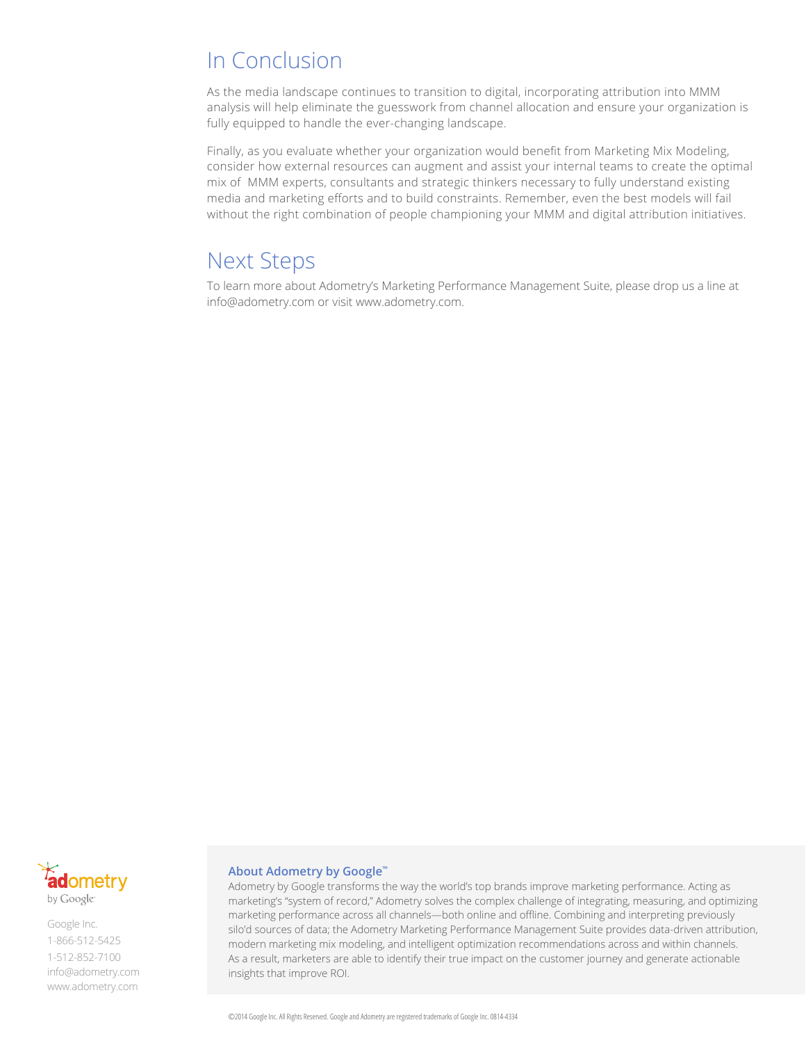## In Conclusion

As the media landscape continues to transition to digital, incorporating attribution into MMM analysis will help eliminate the guesswork from channel allocation and ensure your organization is fully equipped to handle the ever-changing landscape.

Finally, as you evaluate whether your organization would benefit from Marketing Mix Modeling, consider how external resources can augment and assist your internal teams to create the optimal mix of MMM experts, consultants and strategic thinkers necessary to fully understand existing media and marketing efforts and to build constraints. Remember, even the best models will fail without the right combination of people championing your MMM and digital attribution initiatives.

## Next Steps

To learn more about Adometry's Marketing Performance Management Suite, please drop us a line at info@adometry.com or visit www.adometry.com.

adometry by Google

Google Inc.
1-866-512-5425
1-512-852-7100
info@adometry.com
www.adometry.com

**About Adometry by Google™**

Adometry by Google transforms the way the world's top brands improve marketing performance. Acting as marketing's "system of record," Adometry solves the complex challenge of integrating, measuring, and optimizing marketing performance across all channels—both online and offline. Combining and interpreting previously silo'd sources of data; the Adometry Marketing Performance Management Suite provides data-driven attribution, modern marketing mix modeling, and intelligent optimization recommendations across and within channels. As a result, marketers are able to identify their true impact on the customer journey and generate actionable insights that improve ROI.

©2014 Google Inc. All Rights Reserved. Google and Adometry are registered trademarks of Google Inc. 0814-4334